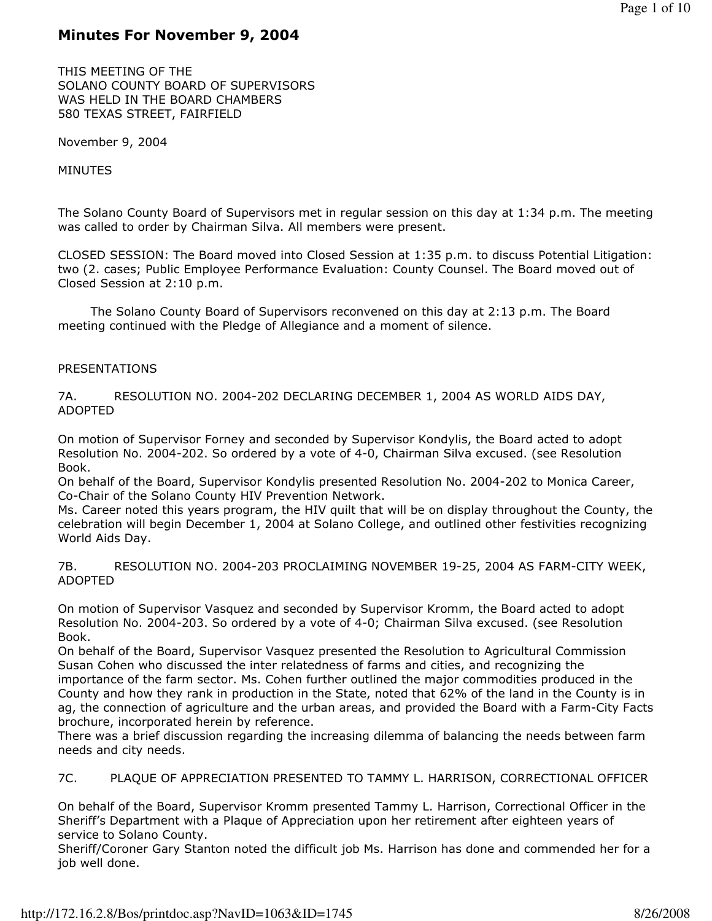# Minutes For November 9, 2004

THIS MEETING OF THE
SOLANO COUNTY BOARD OF SUPERVISORS
WAS HELD IN THE BOARD CHAMBERS
580 TEXAS STREET, FAIRFIELD

November 9, 2004

MINUTES

The Solano County Board of Supervisors met in regular session on this day at 1:34 p.m. The meeting was called to order by Chairman Silva. All members were present.

CLOSED SESSION: The Board moved into Closed Session at 1:35 p.m. to discuss Potential Litigation: two (2. cases; Public Employee Performance Evaluation: County Counsel. The Board moved out of Closed Session at 2:10 p.m.

The Solano County Board of Supervisors reconvened on this day at 2:13 p.m. The Board meeting continued with the Pledge of Allegiance and a moment of silence.

PRESENTATIONS

7A. RESOLUTION NO. 2004-202 DECLARING DECEMBER 1, 2004 AS WORLD AIDS DAY, ADOPTED

On motion of Supervisor Forney and seconded by Supervisor Kondylis, the Board acted to adopt Resolution No. 2004-202. So ordered by a vote of 4-0, Chairman Silva excused. (see Resolution Book.
On behalf of the Board, Supervisor Kondylis presented Resolution No. 2004-202 to Monica Career, Co-Chair of the Solano County HIV Prevention Network.
Ms. Career noted this years program, the HIV quilt that will be on display throughout the County, the celebration will begin December 1, 2004 at Solano College, and outlined other festivities recognizing World Aids Day.

7B. RESOLUTION NO. 2004-203 PROCLAIMING NOVEMBER 19-25, 2004 AS FARM-CITY WEEK, ADOPTED

On motion of Supervisor Vasquez and seconded by Supervisor Kromm, the Board acted to adopt Resolution No. 2004-203. So ordered by a vote of 4-0; Chairman Silva excused. (see Resolution Book.
On behalf of the Board, Supervisor Vasquez presented the Resolution to Agricultural Commission Susan Cohen who discussed the inter relatedness of farms and cities, and recognizing the importance of the farm sector. Ms. Cohen further outlined the major commodities produced in the County and how they rank in production in the State, noted that 62% of the land in the County is in ag, the connection of agriculture and the urban areas, and provided the Board with a Farm-City Facts brochure, incorporated herein by reference.
There was a brief discussion regarding the increasing dilemma of balancing the needs between farm needs and city needs.

7C. PLAQUE OF APPRECIATION PRESENTED TO TAMMY L. HARRISON, CORRECTIONAL OFFICER

On behalf of the Board, Supervisor Kromm presented Tammy L. Harrison, Correctional Officer in the Sheriff's Department with a Plaque of Appreciation upon her retirement after eighteen years of service to Solano County.
Sheriff/Coroner Gary Stanton noted the difficult job Ms. Harrison has done and commended her for a job well done.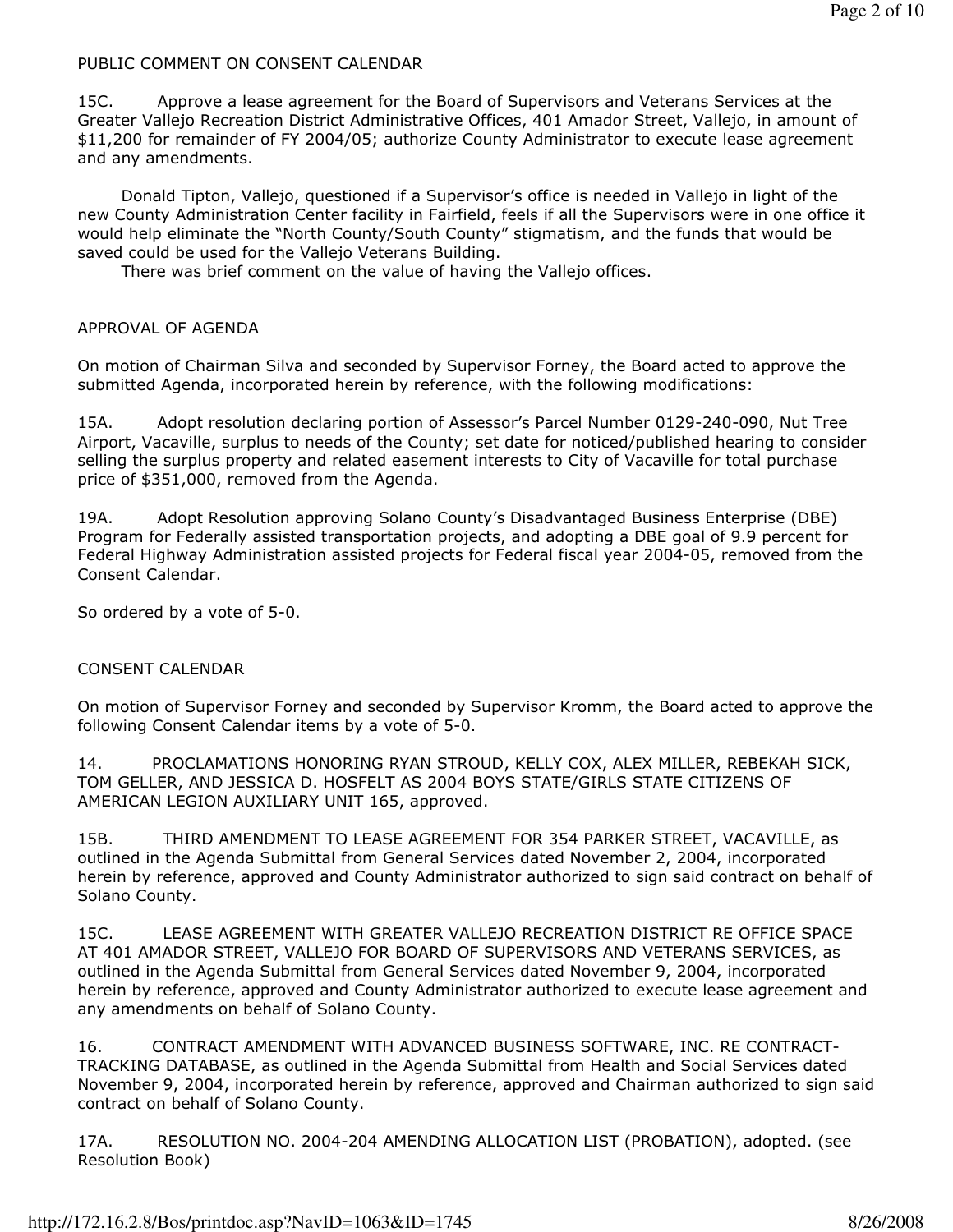PUBLIC COMMENT ON CONSENT CALENDAR

15C. Approve a lease agreement for the Board of Supervisors and Veterans Services at the Greater Vallejo Recreation District Administrative Offices, 401 Amador Street, Vallejo, in amount of $11,200 for remainder of FY 2004/05; authorize County Administrator to execute lease agreement and any amendments.

Donald Tipton, Vallejo, questioned if a Supervisor's office is needed in Vallejo in light of the new County Administration Center facility in Fairfield, feels if all the Supervisors were in one office it would help eliminate the "North County/South County" stigmatism, and the funds that would be saved could be used for the Vallejo Veterans Building.

There was brief comment on the value of having the Vallejo offices.

APPROVAL OF AGENDA

On motion of Chairman Silva and seconded by Supervisor Forney, the Board acted to approve the submitted Agenda, incorporated herein by reference, with the following modifications:

15A. Adopt resolution declaring portion of Assessor's Parcel Number 0129-240-090, Nut Tree Airport, Vacaville, surplus to needs of the County; set date for noticed/published hearing to consider selling the surplus property and related easement interests to City of Vacaville for total purchase price of $351,000, removed from the Agenda.

19A. Adopt Resolution approving Solano County's Disadvantaged Business Enterprise (DBE) Program for Federally assisted transportation projects, and adopting a DBE goal of 9.9 percent for Federal Highway Administration assisted projects for Federal fiscal year 2004-05, removed from the Consent Calendar.

So ordered by a vote of 5-0.

CONSENT CALENDAR

On motion of Supervisor Forney and seconded by Supervisor Kromm, the Board acted to approve the following Consent Calendar items by a vote of 5-0.

14. PROCLAMATIONS HONORING RYAN STROUD, KELLY COX, ALEX MILLER, REBEKAH SICK, TOM GELLER, AND JESSICA D. HOSFELT AS 2004 BOYS STATE/GIRLS STATE CITIZENS OF AMERICAN LEGION AUXILIARY UNIT 165, approved.

15B. THIRD AMENDMENT TO LEASE AGREEMENT FOR 354 PARKER STREET, VACAVILLE, as outlined in the Agenda Submittal from General Services dated November 2, 2004, incorporated herein by reference, approved and County Administrator authorized to sign said contract on behalf of Solano County.

15C. LEASE AGREEMENT WITH GREATER VALLEJO RECREATION DISTRICT RE OFFICE SPACE AT 401 AMADOR STREET, VALLEJO FOR BOARD OF SUPERVISORS AND VETERANS SERVICES, as outlined in the Agenda Submittal from General Services dated November 9, 2004, incorporated herein by reference, approved and County Administrator authorized to execute lease agreement and any amendments on behalf of Solano County.

16. CONTRACT AMENDMENT WITH ADVANCED BUSINESS SOFTWARE, INC. RE CONTRACT-TRACKING DATABASE, as outlined in the Agenda Submittal from Health and Social Services dated November 9, 2004, incorporated herein by reference, approved and Chairman authorized to sign said contract on behalf of Solano County.

17A. RESOLUTION NO. 2004-204 AMENDING ALLOCATION LIST (PROBATION), adopted. (see Resolution Book)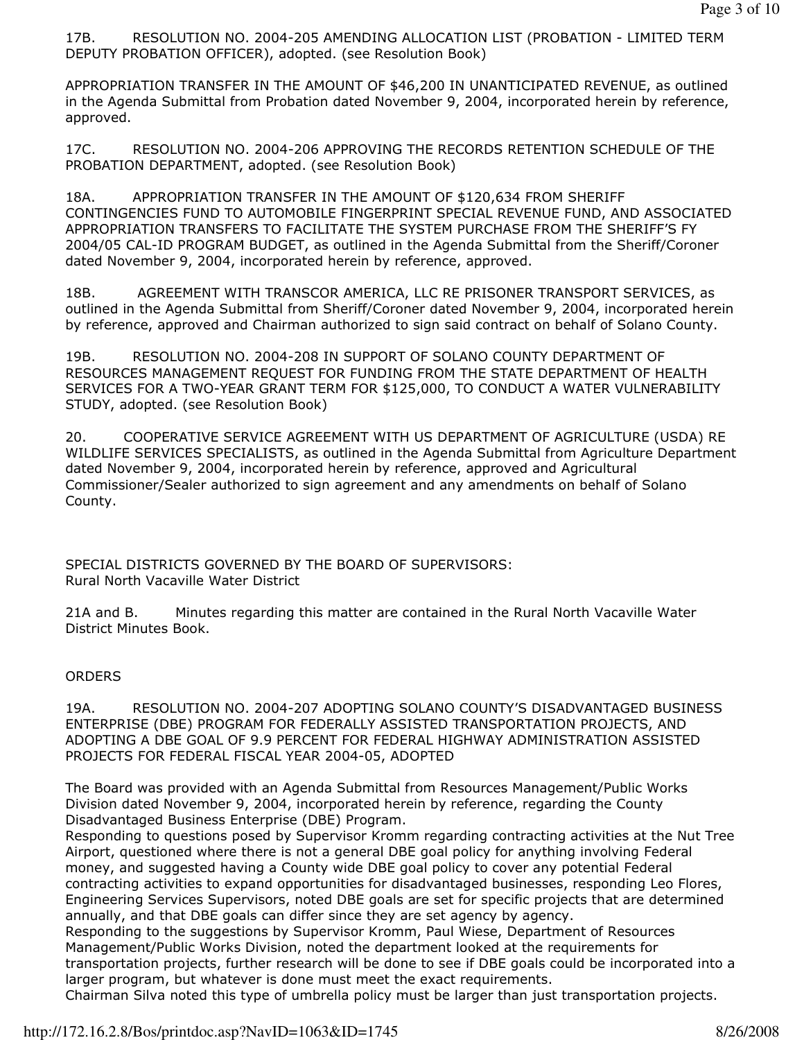17B. RESOLUTION NO. 2004-205 AMENDING ALLOCATION LIST (PROBATION - LIMITED TERM DEPUTY PROBATION OFFICER), adopted. (see Resolution Book)

APPROPRIATION TRANSFER IN THE AMOUNT OF $46,200 IN UNANTICIPATED REVENUE, as outlined in the Agenda Submittal from Probation dated November 9, 2004, incorporated herein by reference, approved.

17C. RESOLUTION NO. 2004-206 APPROVING THE RECORDS RETENTION SCHEDULE OF THE PROBATION DEPARTMENT, adopted. (see Resolution Book)

18A. APPROPRIATION TRANSFER IN THE AMOUNT OF $120,634 FROM SHERIFF CONTINGENCIES FUND TO AUTOMOBILE FINGERPRINT SPECIAL REVENUE FUND, AND ASSOCIATED APPROPRIATION TRANSFERS TO FACILITATE THE SYSTEM PURCHASE FROM THE SHERIFF'S FY 2004/05 CAL-ID PROGRAM BUDGET, as outlined in the Agenda Submittal from the Sheriff/Coroner dated November 9, 2004, incorporated herein by reference, approved.

18B. AGREEMENT WITH TRANSCOR AMERICA, LLC RE PRISONER TRANSPORT SERVICES, as outlined in the Agenda Submittal from Sheriff/Coroner dated November 9, 2004, incorporated herein by reference, approved and Chairman authorized to sign said contract on behalf of Solano County.

19B. RESOLUTION NO. 2004-208 IN SUPPORT OF SOLANO COUNTY DEPARTMENT OF RESOURCES MANAGEMENT REQUEST FOR FUNDING FROM THE STATE DEPARTMENT OF HEALTH SERVICES FOR A TWO-YEAR GRANT TERM FOR $125,000, TO CONDUCT A WATER VULNERABILITY STUDY, adopted. (see Resolution Book)

20. COOPERATIVE SERVICE AGREEMENT WITH US DEPARTMENT OF AGRICULTURE (USDA) RE WILDLIFE SERVICES SPECIALISTS, as outlined in the Agenda Submittal from Agriculture Department dated November 9, 2004, incorporated herein by reference, approved and Agricultural Commissioner/Sealer authorized to sign agreement and any amendments on behalf of Solano County.

SPECIAL DISTRICTS GOVERNED BY THE BOARD OF SUPERVISORS:
Rural North Vacaville Water District

21A and B. Minutes regarding this matter are contained in the Rural North Vacaville Water District Minutes Book.

ORDERS

19A. RESOLUTION NO. 2004-207 ADOPTING SOLANO COUNTY'S DISADVANTAGED BUSINESS ENTERPRISE (DBE) PROGRAM FOR FEDERALLY ASSISTED TRANSPORTATION PROJECTS, AND ADOPTING A DBE GOAL OF 9.9 PERCENT FOR FEDERAL HIGHWAY ADMINISTRATION ASSISTED PROJECTS FOR FEDERAL FISCAL YEAR 2004-05, ADOPTED

The Board was provided with an Agenda Submittal from Resources Management/Public Works Division dated November 9, 2004, incorporated herein by reference, regarding the County Disadvantaged Business Enterprise (DBE) Program.

Responding to questions posed by Supervisor Kromm regarding contracting activities at the Nut Tree Airport, questioned where there is not a general DBE goal policy for anything involving Federal money, and suggested having a County wide DBE goal policy to cover any potential Federal contracting activities to expand opportunities for disadvantaged businesses, responding Leo Flores, Engineering Services Supervisors, noted DBE goals are set for specific projects that are determined annually, and that DBE goals can differ since they are set agency by agency.

Responding to the suggestions by Supervisor Kromm, Paul Wiese, Department of Resources Management/Public Works Division, noted the department looked at the requirements for transportation projects, further research will be done to see if DBE goals could be incorporated into a larger program, but whatever is done must meet the exact requirements.

Chairman Silva noted this type of umbrella policy must be larger than just transportation projects.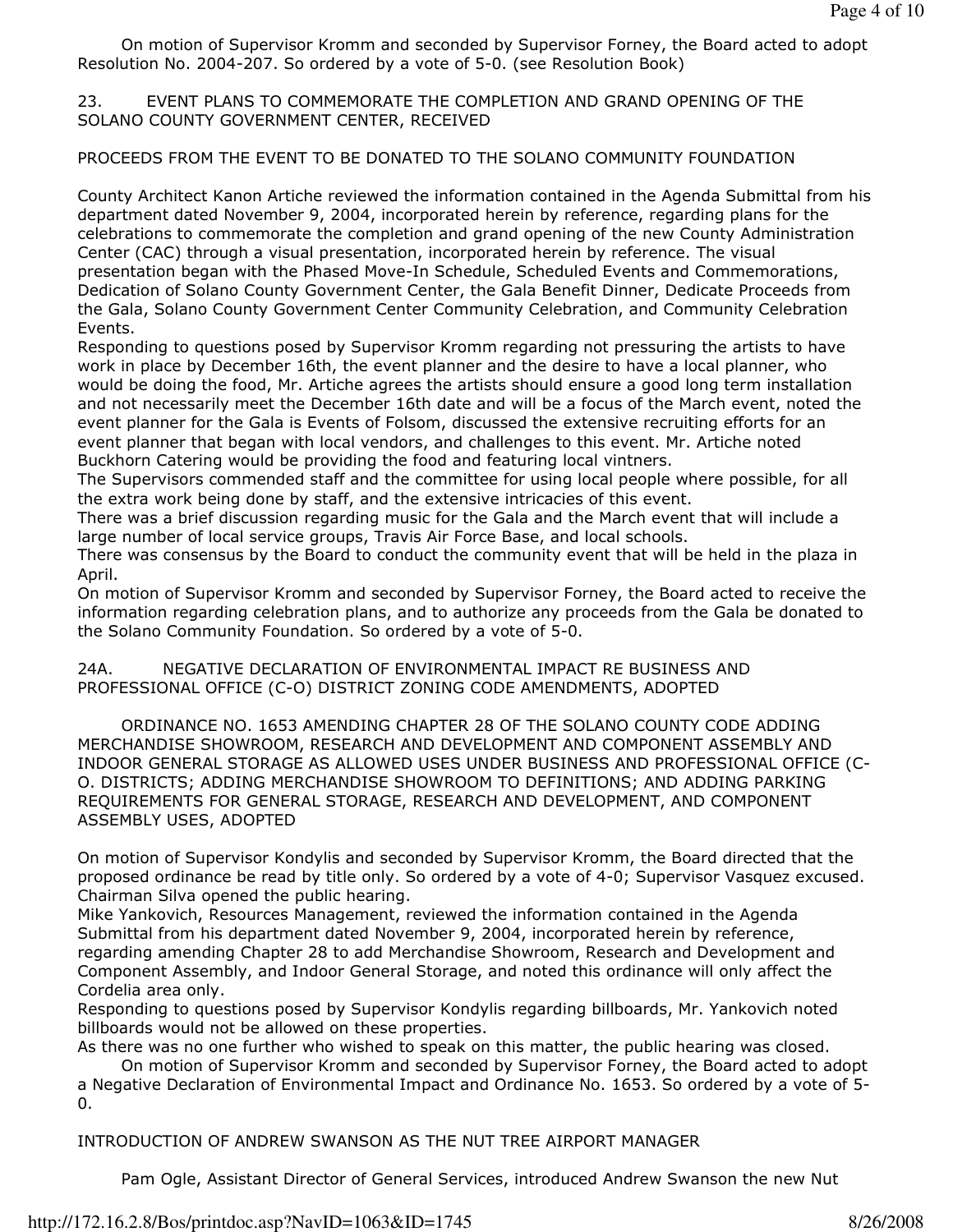On motion of Supervisor Kromm and seconded by Supervisor Forney, the Board acted to adopt Resolution No. 2004-207. So ordered by a vote of 5-0. (see Resolution Book)

23. EVENT PLANS TO COMMEMORATE THE COMPLETION AND GRAND OPENING OF THE SOLANO COUNTY GOVERNMENT CENTER, RECEIVED

PROCEEDS FROM THE EVENT TO BE DONATED TO THE SOLANO COMMUNITY FOUNDATION

County Architect Kanon Artiche reviewed the information contained in the Agenda Submittal from his department dated November 9, 2004, incorporated herein by reference, regarding plans for the celebrations to commemorate the completion and grand opening of the new County Administration Center (CAC) through a visual presentation, incorporated herein by reference. The visual presentation began with the Phased Move-In Schedule, Scheduled Events and Commemorations, Dedication of Solano County Government Center, the Gala Benefit Dinner, Dedicate Proceeds from the Gala, Solano County Government Center Community Celebration, and Community Celebration Events.

Responding to questions posed by Supervisor Kromm regarding not pressuring the artists to have work in place by December 16th, the event planner and the desire to have a local planner, who would be doing the food, Mr. Artiche agrees the artists should ensure a good long term installation and not necessarily meet the December 16th date and will be a focus of the March event, noted the event planner for the Gala is Events of Folsom, discussed the extensive recruiting efforts for an event planner that began with local vendors, and challenges to this event. Mr. Artiche noted Buckhorn Catering would be providing the food and featuring local vintners.

The Supervisors commended staff and the committee for using local people where possible, for all the extra work being done by staff, and the extensive intricacies of this event.

There was a brief discussion regarding music for the Gala and the March event that will include a large number of local service groups, Travis Air Force Base, and local schools.

There was consensus by the Board to conduct the community event that will be held in the plaza in April.

On motion of Supervisor Kromm and seconded by Supervisor Forney, the Board acted to receive the information regarding celebration plans, and to authorize any proceeds from the Gala be donated to the Solano Community Foundation. So ordered by a vote of 5-0.

24A. NEGATIVE DECLARATION OF ENVIRONMENTAL IMPACT RE BUSINESS AND PROFESSIONAL OFFICE (C-O) DISTRICT ZONING CODE AMENDMENTS, ADOPTED

ORDINANCE NO. 1653 AMENDING CHAPTER 28 OF THE SOLANO COUNTY CODE ADDING MERCHANDISE SHOWROOM, RESEARCH AND DEVELOPMENT AND COMPONENT ASSEMBLY AND INDOOR GENERAL STORAGE AS ALLOWED USES UNDER BUSINESS AND PROFESSIONAL OFFICE (C-O. DISTRICTS; ADDING MERCHANDISE SHOWROOM TO DEFINITIONS; AND ADDING PARKING REQUIREMENTS FOR GENERAL STORAGE, RESEARCH AND DEVELOPMENT, AND COMPONENT ASSEMBLY USES, ADOPTED

On motion of Supervisor Kondylis and seconded by Supervisor Kromm, the Board directed that the proposed ordinance be read by title only. So ordered by a vote of 4-0; Supervisor Vasquez excused.

Chairman Silva opened the public hearing.

Mike Yankovich, Resources Management, reviewed the information contained in the Agenda Submittal from his department dated November 9, 2004, incorporated herein by reference, regarding amending Chapter 28 to add Merchandise Showroom, Research and Development and Component Assembly, and Indoor General Storage, and noted this ordinance will only affect the Cordelia area only.

Responding to questions posed by Supervisor Kondylis regarding billboards, Mr. Yankovich noted billboards would not be allowed on these properties.

As there was no one further who wished to speak on this matter, the public hearing was closed.

On motion of Supervisor Kromm and seconded by Supervisor Forney, the Board acted to adopt a Negative Declaration of Environmental Impact and Ordinance No. 1653. So ordered by a vote of 5-0.

INTRODUCTION OF ANDREW SWANSON AS THE NUT TREE AIRPORT MANAGER

Pam Ogle, Assistant Director of General Services, introduced Andrew Swanson the new Nut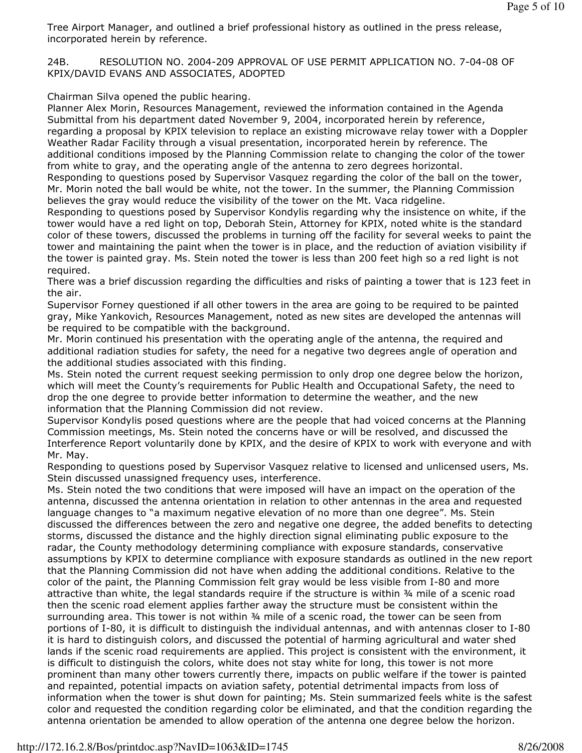Tree Airport Manager, and outlined a brief professional history as outlined in the press release, incorporated herein by reference.

24B. RESOLUTION NO. 2004-209 APPROVAL OF USE PERMIT APPLICATION NO. 7-04-08 OF KPIX/DAVID EVANS AND ASSOCIATES, ADOPTED

Chairman Silva opened the public hearing.

Planner Alex Morin, Resources Management, reviewed the information contained in the Agenda Submittal from his department dated November 9, 2004, incorporated herein by reference, regarding a proposal by KPIX television to replace an existing microwave relay tower with a Doppler Weather Radar Facility through a visual presentation, incorporated herein by reference. The additional conditions imposed by the Planning Commission relate to changing the color of the tower from white to gray, and the operating angle of the antenna to zero degrees horizontal.

Responding to questions posed by Supervisor Vasquez regarding the color of the ball on the tower, Mr. Morin noted the ball would be white, not the tower. In the summer, the Planning Commission believes the gray would reduce the visibility of the tower on the Mt. Vaca ridgeline.

Responding to questions posed by Supervisor Kondylis regarding why the insistence on white, if the tower would have a red light on top, Deborah Stein, Attorney for KPIX, noted white is the standard color of these towers, discussed the problems in turning off the facility for several weeks to paint the tower and maintaining the paint when the tower is in place, and the reduction of aviation visibility if the tower is painted gray. Ms. Stein noted the tower is less than 200 feet high so a red light is not required.

There was a brief discussion regarding the difficulties and risks of painting a tower that is 123 feet in the air.

Supervisor Forney questioned if all other towers in the area are going to be required to be painted gray, Mike Yankovich, Resources Management, noted as new sites are developed the antennas will be required to be compatible with the background.

Mr. Morin continued his presentation with the operating angle of the antenna, the required and additional radiation studies for safety, the need for a negative two degrees angle of operation and the additional studies associated with this finding.

Ms. Stein noted the current request seeking permission to only drop one degree below the horizon, which will meet the County's requirements for Public Health and Occupational Safety, the need to drop the one degree to provide better information to determine the weather, and the new information that the Planning Commission did not review.

Supervisor Kondylis posed questions where are the people that had voiced concerns at the Planning Commission meetings, Ms. Stein noted the concerns have or will be resolved, and discussed the Interference Report voluntarily done by KPIX, and the desire of KPIX to work with everyone and with Mr. May.

Responding to questions posed by Supervisor Vasquez relative to licensed and unlicensed users, Ms. Stein discussed unassigned frequency uses, interference.

Ms. Stein noted the two conditions that were imposed will have an impact on the operation of the antenna, discussed the antenna orientation in relation to other antennas in the area and requested language changes to "a maximum negative elevation of no more than one degree". Ms. Stein discussed the differences between the zero and negative one degree, the added benefits to detecting storms, discussed the distance and the highly direction signal eliminating public exposure to the radar, the County methodology determining compliance with exposure standards, conservative assumptions by KPIX to determine compliance with exposure standards as outlined in the new report that the Planning Commission did not have when adding the additional conditions. Relative to the color of the paint, the Planning Commission felt gray would be less visible from I-80 and more attractive than white, the legal standards require if the structure is within ¾ mile of a scenic road then the scenic road element applies farther away the structure must be consistent within the surrounding area. This tower is not within ¾ mile of a scenic road, the tower can be seen from portions of I-80, it is difficult to distinguish the individual antennas, and with antennas closer to I-80 it is hard to distinguish colors, and discussed the potential of harming agricultural and water shed lands if the scenic road requirements are applied. This project is consistent with the environment, it is difficult to distinguish the colors, white does not stay white for long, this tower is not more prominent than many other towers currently there, impacts on public welfare if the tower is painted and repainted, potential impacts on aviation safety, potential detrimental impacts from loss of information when the tower is shut down for painting; Ms. Stein summarized feels white is the safest color and requested the condition regarding color be eliminated, and that the condition regarding the antenna orientation be amended to allow operation of the antenna one degree below the horizon.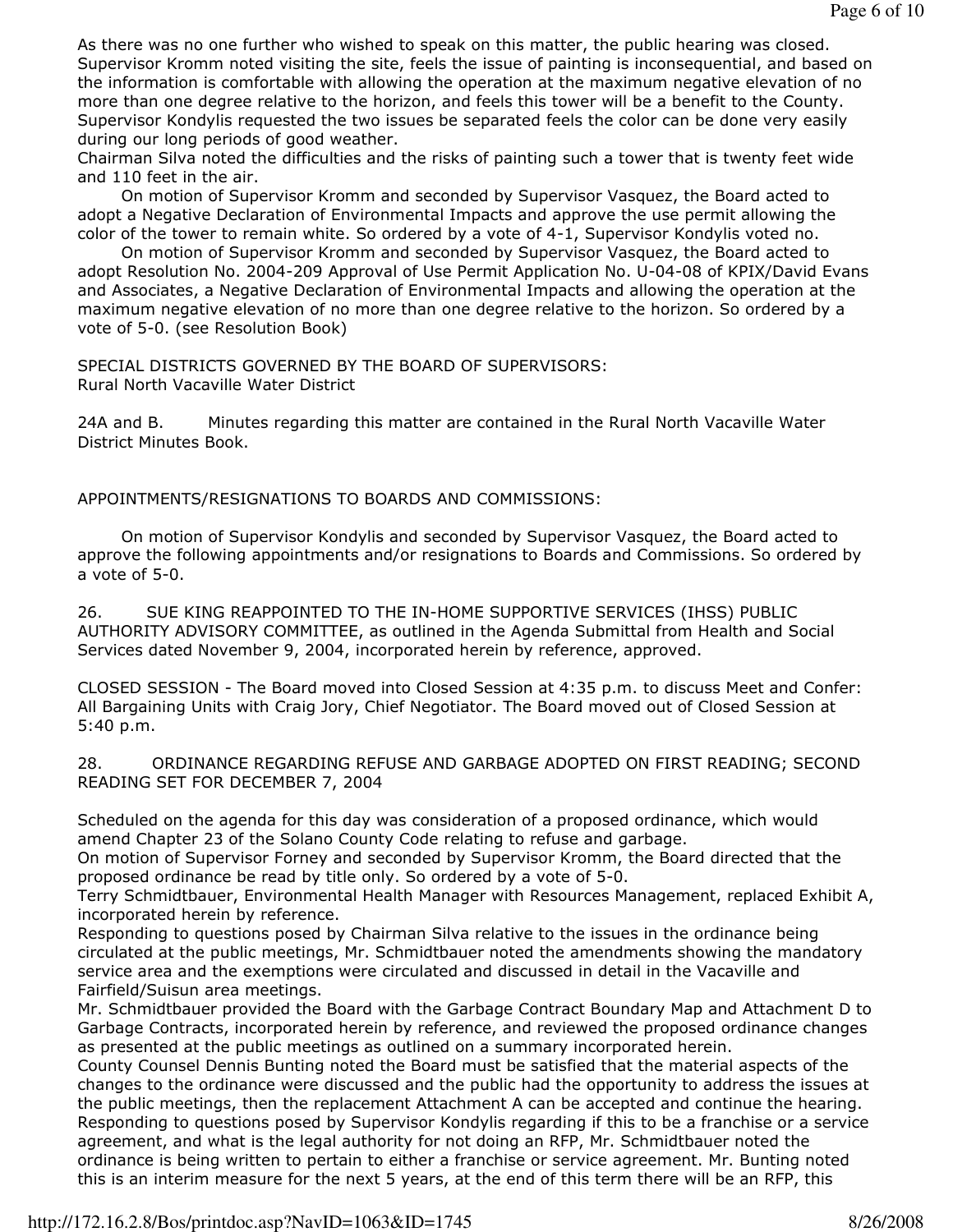As there was no one further who wished to speak on this matter, the public hearing was closed. Supervisor Kromm noted visiting the site, feels the issue of painting is inconsequential, and based on the information is comfortable with allowing the operation at the maximum negative elevation of no more than one degree relative to the horizon, and feels this tower will be a benefit to the County. Supervisor Kondylis requested the two issues be separated feels the color can be done very easily during our long periods of good weather.
Chairman Silva noted the difficulties and the risks of painting such a tower that is twenty feet wide and 110 feet in the air.

On motion of Supervisor Kromm and seconded by Supervisor Vasquez, the Board acted to adopt a Negative Declaration of Environmental Impacts and approve the use permit allowing the color of the tower to remain white. So ordered by a vote of 4-1, Supervisor Kondylis voted no.

On motion of Supervisor Kromm and seconded by Supervisor Vasquez, the Board acted to adopt Resolution No. 2004-209 Approval of Use Permit Application No. U-04-08 of KPIX/David Evans and Associates, a Negative Declaration of Environmental Impacts and allowing the operation at the maximum negative elevation of no more than one degree relative to the horizon. So ordered by a vote of 5-0. (see Resolution Book)

SPECIAL DISTRICTS GOVERNED BY THE BOARD OF SUPERVISORS:
Rural North Vacaville Water District

24A and B. Minutes regarding this matter are contained in the Rural North Vacaville Water District Minutes Book.

APPOINTMENTS/RESIGNATIONS TO BOARDS AND COMMISSIONS:

On motion of Supervisor Kondylis and seconded by Supervisor Vasquez, the Board acted to approve the following appointments and/or resignations to Boards and Commissions. So ordered by a vote of 5-0.

26. SUE KING REAPPOINTED TO THE IN-HOME SUPPORTIVE SERVICES (IHSS) PUBLIC AUTHORITY ADVISORY COMMITTEE, as outlined in the Agenda Submittal from Health and Social Services dated November 9, 2004, incorporated herein by reference, approved.

CLOSED SESSION - The Board moved into Closed Session at 4:35 p.m. to discuss Meet and Confer: All Bargaining Units with Craig Jory, Chief Negotiator. The Board moved out of Closed Session at 5:40 p.m.

28. ORDINANCE REGARDING REFUSE AND GARBAGE ADOPTED ON FIRST READING; SECOND READING SET FOR DECEMBER 7, 2004

Scheduled on the agenda for this day was consideration of a proposed ordinance, which would amend Chapter 23 of the Solano County Code relating to refuse and garbage.
On motion of Supervisor Forney and seconded by Supervisor Kromm, the Board directed that the proposed ordinance be read by title only. So ordered by a vote of 5-0.
Terry Schmidtbauer, Environmental Health Manager with Resources Management, replaced Exhibit A, incorporated herein by reference.
Responding to questions posed by Chairman Silva relative to the issues in the ordinance being circulated at the public meetings, Mr. Schmidtbauer noted the amendments showing the mandatory service area and the exemptions were circulated and discussed in detail in the Vacaville and Fairfield/Suisun area meetings.
Mr. Schmidtbauer provided the Board with the Garbage Contract Boundary Map and Attachment D to Garbage Contracts, incorporated herein by reference, and reviewed the proposed ordinance changes as presented at the public meetings as outlined on a summary incorporated herein.
County Counsel Dennis Bunting noted the Board must be satisfied that the material aspects of the changes to the ordinance were discussed and the public had the opportunity to address the issues at the public meetings, then the replacement Attachment A can be accepted and continue the hearing.
Responding to questions posed by Supervisor Kondylis regarding if this to be a franchise or a service agreement, and what is the legal authority for not doing an RFP, Mr. Schmidtbauer noted the ordinance is being written to pertain to either a franchise or service agreement. Mr. Bunting noted this is an interim measure for the next 5 years, at the end of this term there will be an RFP, this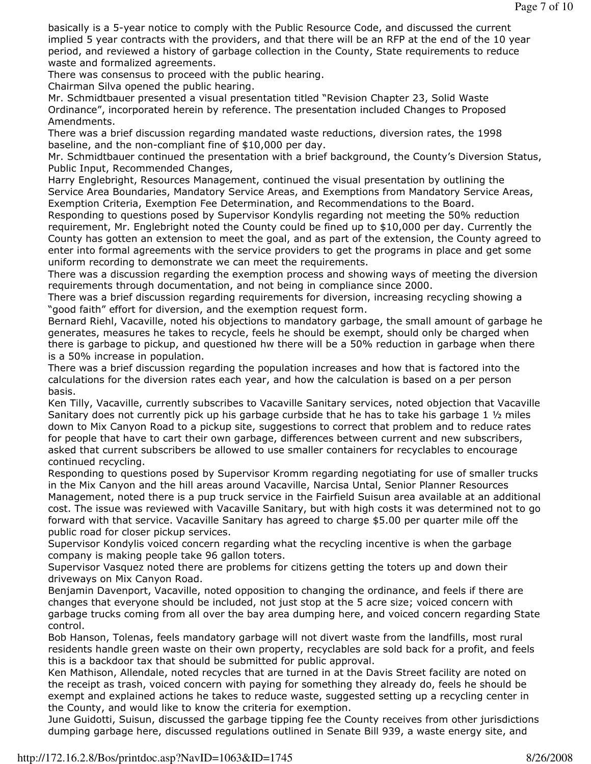basically is a 5-year notice to comply with the Public Resource Code, and discussed the current implied 5 year contracts with the providers, and that there will be an RFP at the end of the 10 year period, and reviewed a history of garbage collection in the County, State requirements to reduce waste and formalized agreements.

There was consensus to proceed with the public hearing.

Chairman Silva opened the public hearing.

Mr. Schmidtbauer presented a visual presentation titled "Revision Chapter 23, Solid Waste Ordinance", incorporated herein by reference. The presentation included Changes to Proposed Amendments.

There was a brief discussion regarding mandated waste reductions, diversion rates, the 1998 baseline, and the non-compliant fine of $10,000 per day.

Mr. Schmidtbauer continued the presentation with a brief background, the County's Diversion Status, Public Input, Recommended Changes,

Harry Englebright, Resources Management, continued the visual presentation by outlining the Service Area Boundaries, Mandatory Service Areas, and Exemptions from Mandatory Service Areas, Exemption Criteria, Exemption Fee Determination, and Recommendations to the Board.

Responding to questions posed by Supervisor Kondylis regarding not meeting the 50% reduction requirement, Mr. Englebright noted the County could be fined up to $10,000 per day. Currently the County has gotten an extension to meet the goal, and as part of the extension, the County agreed to enter into formal agreements with the service providers to get the programs in place and get some uniform recording to demonstrate we can meet the requirements.

There was a discussion regarding the exemption process and showing ways of meeting the diversion requirements through documentation, and not being in compliance since 2000.

There was a brief discussion regarding requirements for diversion, increasing recycling showing a "good faith" effort for diversion, and the exemption request form.

Bernard Riehl, Vacaville, noted his objections to mandatory garbage, the small amount of garbage he generates, measures he takes to recycle, feels he should be exempt, should only be charged when there is garbage to pickup, and questioned hw there will be a 50% reduction in garbage when there is a 50% increase in population.

There was a brief discussion regarding the population increases and how that is factored into the calculations for the diversion rates each year, and how the calculation is based on a per person basis.

Ken Tilly, Vacaville, currently subscribes to Vacaville Sanitary services, noted objection that Vacaville Sanitary does not currently pick up his garbage curbside that he has to take his garbage 1 ½ miles down to Mix Canyon Road to a pickup site, suggestions to correct that problem and to reduce rates for people that have to cart their own garbage, differences between current and new subscribers, asked that current subscribers be allowed to use smaller containers for recyclables to encourage continued recycling.

Responding to questions posed by Supervisor Kromm regarding negotiating for use of smaller trucks in the Mix Canyon and the hill areas around Vacaville, Narcisa Untal, Senior Planner Resources Management, noted there is a pup truck service in the Fairfield Suisun area available at an additional cost. The issue was reviewed with Vacaville Sanitary, but with high costs it was determined not to go forward with that service. Vacaville Sanitary has agreed to charge $5.00 per quarter mile off the public road for closer pickup services.

Supervisor Kondylis voiced concern regarding what the recycling incentive is when the garbage company is making people take 96 gallon toters.

Supervisor Vasquez noted there are problems for citizens getting the toters up and down their driveways on Mix Canyon Road.

Benjamin Davenport, Vacaville, noted opposition to changing the ordinance, and feels if there are changes that everyone should be included, not just stop at the 5 acre size; voiced concern with garbage trucks coming from all over the bay area dumping here, and voiced concern regarding State control.

Bob Hanson, Tolenas, feels mandatory garbage will not divert waste from the landfills, most rural residents handle green waste on their own property, recyclables are sold back for a profit, and feels this is a backdoor tax that should be submitted for public approval.

Ken Mathison, Allendale, noted recycles that are turned in at the Davis Street facility are noted on the receipt as trash, voiced concern with paying for something they already do, feels he should be exempt and explained actions he takes to reduce waste, suggested setting up a recycling center in the County, and would like to know the criteria for exemption.

June Guidotti, Suisun, discussed the garbage tipping fee the County receives from other jurisdictions dumping garbage here, discussed regulations outlined in Senate Bill 939, a waste energy site, and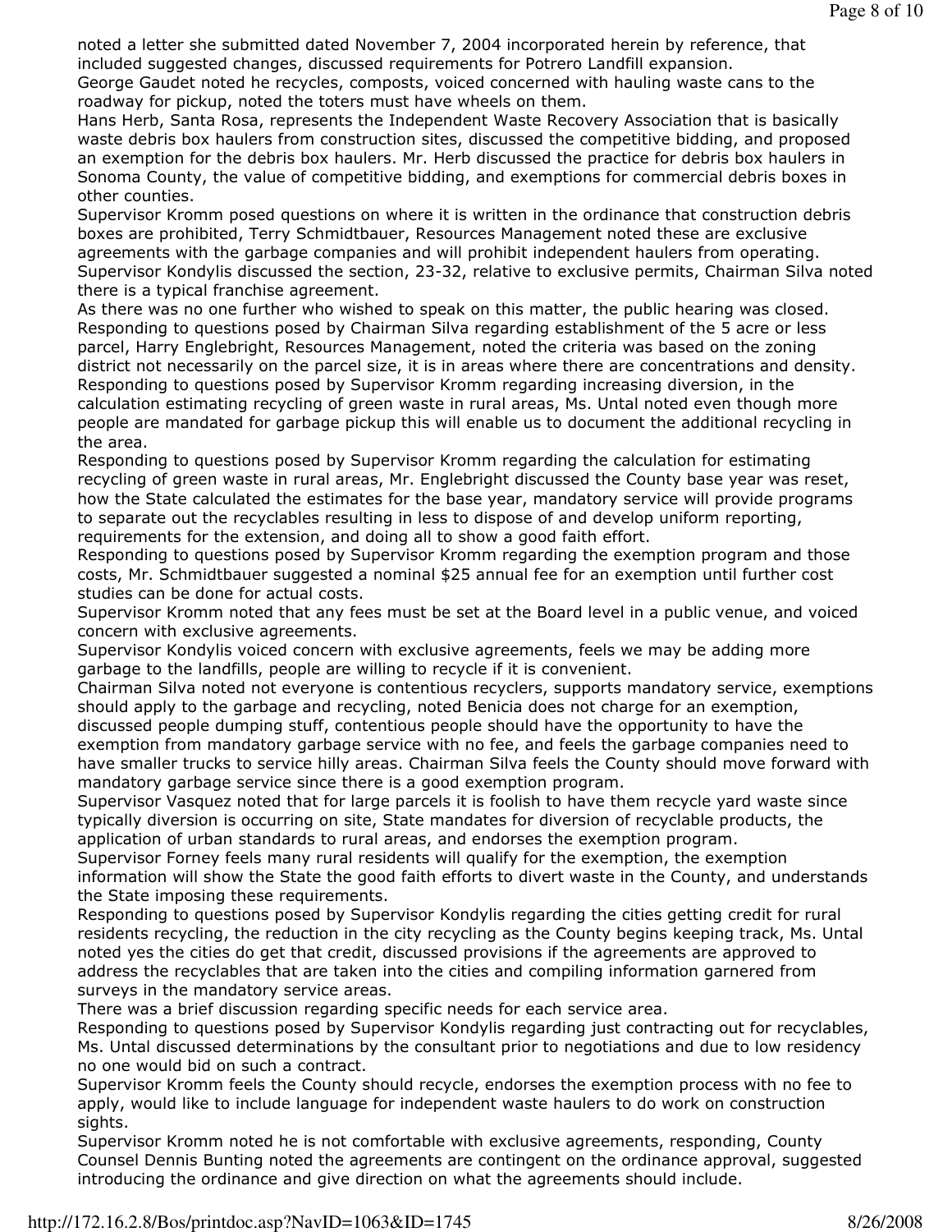noted a letter she submitted dated November 7, 2004 incorporated herein by reference, that included suggested changes, discussed requirements for Potrero Landfill expansion.

George Gaudet noted he recycles, composts, voiced concerned with hauling waste cans to the roadway for pickup, noted the toters must have wheels on them.

Hans Herb, Santa Rosa, represents the Independent Waste Recovery Association that is basically waste debris box haulers from construction sites, discussed the competitive bidding, and proposed an exemption for the debris box haulers. Mr. Herb discussed the practice for debris box haulers in Sonoma County, the value of competitive bidding, and exemptions for commercial debris boxes in other counties.

Supervisor Kromm posed questions on where it is written in the ordinance that construction debris boxes are prohibited, Terry Schmidtbauer, Resources Management noted these are exclusive agreements with the garbage companies and will prohibit independent haulers from operating.

Supervisor Kondylis discussed the section, 23-32, relative to exclusive permits, Chairman Silva noted there is a typical franchise agreement.

As there was no one further who wished to speak on this matter, the public hearing was closed.

Responding to questions posed by Chairman Silva regarding establishment of the 5 acre or less parcel, Harry Englebright, Resources Management, noted the criteria was based on the zoning district not necessarily on the parcel size, it is in areas where there are concentrations and density.

Responding to questions posed by Supervisor Kromm regarding increasing diversion, in the calculation estimating recycling of green waste in rural areas, Ms. Untal noted even though more people are mandated for garbage pickup this will enable us to document the additional recycling in the area.

Responding to questions posed by Supervisor Kromm regarding the calculation for estimating recycling of green waste in rural areas, Mr. Englebright discussed the County base year was reset, how the State calculated the estimates for the base year, mandatory service will provide programs to separate out the recyclables resulting in less to dispose of and develop uniform reporting, requirements for the extension, and doing all to show a good faith effort.

Responding to questions posed by Supervisor Kromm regarding the exemption program and those costs, Mr. Schmidtbauer suggested a nominal $25 annual fee for an exemption until further cost studies can be done for actual costs.

Supervisor Kromm noted that any fees must be set at the Board level in a public venue, and voiced concern with exclusive agreements.

Supervisor Kondylis voiced concern with exclusive agreements, feels we may be adding more garbage to the landfills, people are willing to recycle if it is convenient.

Chairman Silva noted not everyone is contentious recyclers, supports mandatory service, exemptions should apply to the garbage and recycling, noted Benicia does not charge for an exemption, discussed people dumping stuff, contentious people should have the opportunity to have the exemption from mandatory garbage service with no fee, and feels the garbage companies need to have smaller trucks to service hilly areas. Chairman Silva feels the County should move forward with mandatory garbage service since there is a good exemption program.

Supervisor Vasquez noted that for large parcels it is foolish to have them recycle yard waste since typically diversion is occurring on site, State mandates for diversion of recyclable products, the application of urban standards to rural areas, and endorses the exemption program.

Supervisor Forney feels many rural residents will qualify for the exemption, the exemption information will show the State the good faith efforts to divert waste in the County, and understands the State imposing these requirements.

Responding to questions posed by Supervisor Kondylis regarding the cities getting credit for rural residents recycling, the reduction in the city recycling as the County begins keeping track, Ms. Untal noted yes the cities do get that credit, discussed provisions if the agreements are approved to address the recyclables that are taken into the cities and compiling information garnered from surveys in the mandatory service areas.

There was a brief discussion regarding specific needs for each service area.

Responding to questions posed by Supervisor Kondylis regarding just contracting out for recyclables, Ms. Untal discussed determinations by the consultant prior to negotiations and due to low residency no one would bid on such a contract.

Supervisor Kromm feels the County should recycle, endorses the exemption process with no fee to apply, would like to include language for independent waste haulers to do work on construction sights.

Supervisor Kromm noted he is not comfortable with exclusive agreements, responding, County Counsel Dennis Bunting noted the agreements are contingent on the ordinance approval, suggested introducing the ordinance and give direction on what the agreements should include.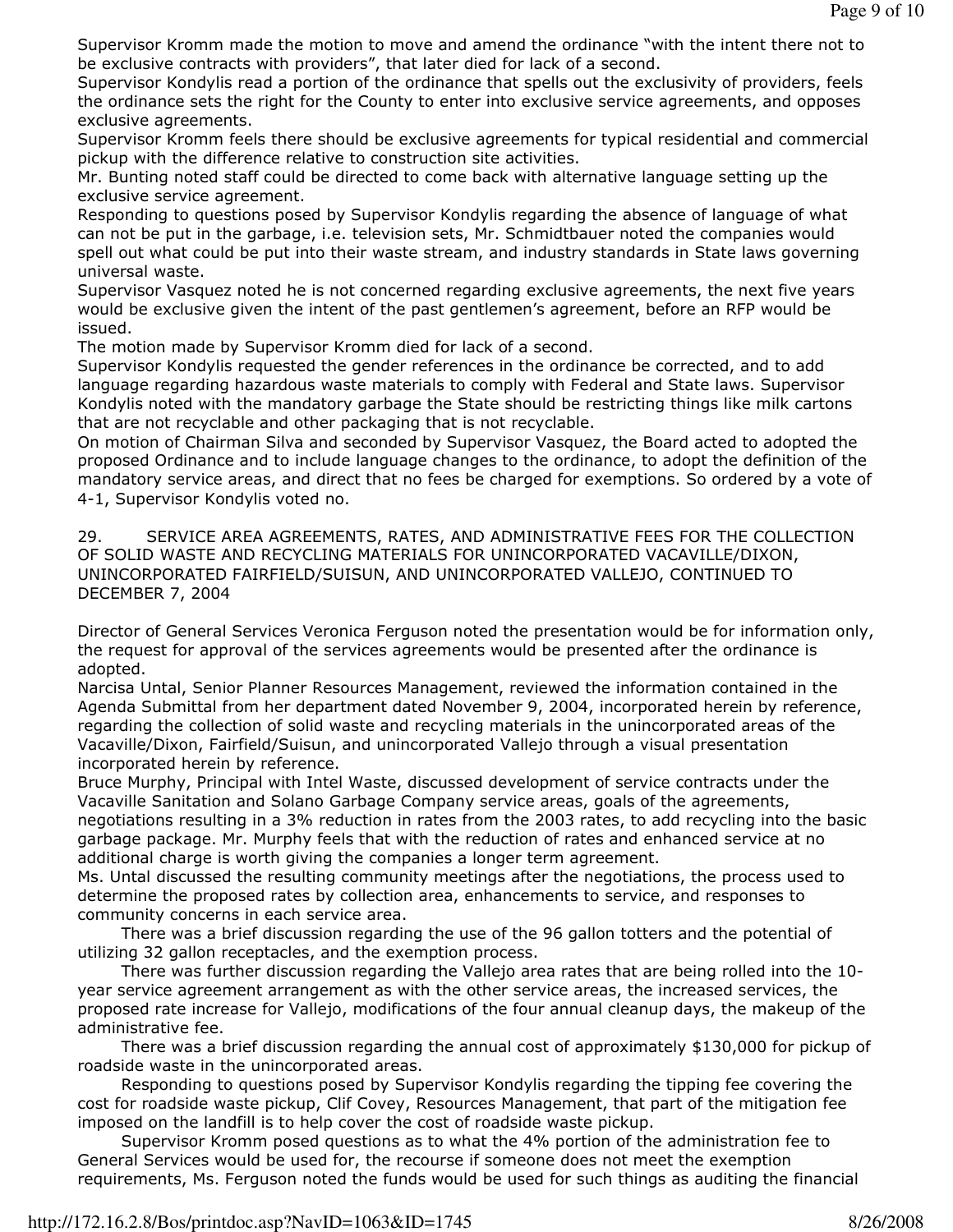Supervisor Kromm made the motion to move and amend the ordinance "with the intent there not to be exclusive contracts with providers", that later died for lack of a second.

Supervisor Kondylis read a portion of the ordinance that spells out the exclusivity of providers, feels the ordinance sets the right for the County to enter into exclusive service agreements, and opposes exclusive agreements.

Supervisor Kromm feels there should be exclusive agreements for typical residential and commercial pickup with the difference relative to construction site activities.

Mr. Bunting noted staff could be directed to come back with alternative language setting up the exclusive service agreement.

Responding to questions posed by Supervisor Kondylis regarding the absence of language of what can not be put in the garbage, i.e. television sets, Mr. Schmidtbauer noted the companies would spell out what could be put into their waste stream, and industry standards in State laws governing universal waste.

Supervisor Vasquez noted he is not concerned regarding exclusive agreements, the next five years would be exclusive given the intent of the past gentlemen's agreement, before an RFP would be issued.

The motion made by Supervisor Kromm died for lack of a second.

Supervisor Kondylis requested the gender references in the ordinance be corrected, and to add language regarding hazardous waste materials to comply with Federal and State laws. Supervisor Kondylis noted with the mandatory garbage the State should be restricting things like milk cartons that are not recyclable and other packaging that is not recyclable.

On motion of Chairman Silva and seconded by Supervisor Vasquez, the Board acted to adopted the proposed Ordinance and to include language changes to the ordinance, to adopt the definition of the mandatory service areas, and direct that no fees be charged for exemptions. So ordered by a vote of 4-1, Supervisor Kondylis voted no.

29. SERVICE AREA AGREEMENTS, RATES, AND ADMINISTRATIVE FEES FOR THE COLLECTION OF SOLID WASTE AND RECYCLING MATERIALS FOR UNINCORPORATED VACAVILLE/DIXON, UNINCORPORATED FAIRFIELD/SUISUN, AND UNINCORPORATED VALLEJO, CONTINUED TO DECEMBER 7, 2004

Director of General Services Veronica Ferguson noted the presentation would be for information only, the request for approval of the services agreements would be presented after the ordinance is adopted.

Narcisa Untal, Senior Planner Resources Management, reviewed the information contained in the Agenda Submittal from her department dated November 9, 2004, incorporated herein by reference, regarding the collection of solid waste and recycling materials in the unincorporated areas of the Vacaville/Dixon, Fairfield/Suisun, and unincorporated Vallejo through a visual presentation incorporated herein by reference.

Bruce Murphy, Principal with Intel Waste, discussed development of service contracts under the Vacaville Sanitation and Solano Garbage Company service areas, goals of the agreements, negotiations resulting in a 3% reduction in rates from the 2003 rates, to add recycling into the basic garbage package. Mr. Murphy feels that with the reduction of rates and enhanced service at no additional charge is worth giving the companies a longer term agreement.

Ms. Untal discussed the resulting community meetings after the negotiations, the process used to determine the proposed rates by collection area, enhancements to service, and responses to community concerns in each service area.

There was a brief discussion regarding the use of the 96 gallon totters and the potential of utilizing 32 gallon receptacles, and the exemption process.

There was further discussion regarding the Vallejo area rates that are being rolled into the 10-year service agreement arrangement as with the other service areas, the increased services, the proposed rate increase for Vallejo, modifications of the four annual cleanup days, the makeup of the administrative fee.

There was a brief discussion regarding the annual cost of approximately $130,000 for pickup of roadside waste in the unincorporated areas.

Responding to questions posed by Supervisor Kondylis regarding the tipping fee covering the cost for roadside waste pickup, Clif Covey, Resources Management, that part of the mitigation fee imposed on the landfill is to help cover the cost of roadside waste pickup.

Supervisor Kromm posed questions as to what the 4% portion of the administration fee to General Services would be used for, the recourse if someone does not meet the exemption requirements, Ms. Ferguson noted the funds would be used for such things as auditing the financial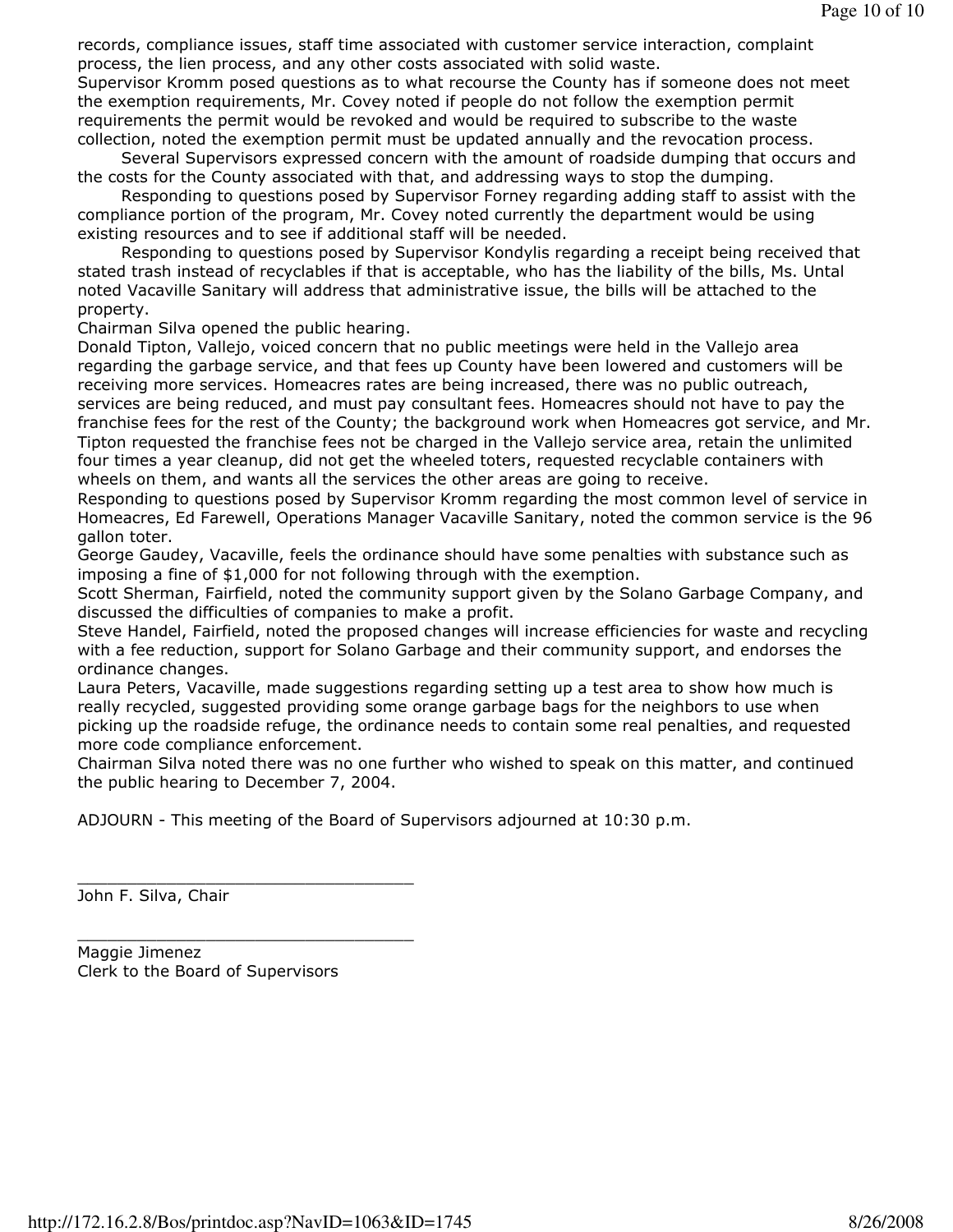records, compliance issues, staff time associated with customer service interaction, complaint process, the lien process, and any other costs associated with solid waste.

Supervisor Kromm posed questions as to what recourse the County has if someone does not meet the exemption requirements, Mr. Covey noted if people do not follow the exemption permit requirements the permit would be revoked and would be required to subscribe to the waste collection, noted the exemption permit must be updated annually and the revocation process.

Several Supervisors expressed concern with the amount of roadside dumping that occurs and the costs for the County associated with that, and addressing ways to stop the dumping.

Responding to questions posed by Supervisor Forney regarding adding staff to assist with the compliance portion of the program, Mr. Covey noted currently the department would be using existing resources and to see if additional staff will be needed.

Responding to questions posed by Supervisor Kondylis regarding a receipt being received that stated trash instead of recyclables if that is acceptable, who has the liability of the bills, Ms. Untal noted Vacaville Sanitary will address that administrative issue, the bills will be attached to the property.

Chairman Silva opened the public hearing.

Donald Tipton, Vallejo, voiced concern that no public meetings were held in the Vallejo area regarding the garbage service, and that fees up County have been lowered and customers will be receiving more services. Homeacres rates are being increased, there was no public outreach, services are being reduced, and must pay consultant fees. Homeacres should not have to pay the franchise fees for the rest of the County; the background work when Homeacres got service, and Mr. Tipton requested the franchise fees not be charged in the Vallejo service area, retain the unlimited four times a year cleanup, did not get the wheeled toters, requested recyclable containers with wheels on them, and wants all the services the other areas are going to receive.

Responding to questions posed by Supervisor Kromm regarding the most common level of service in Homeacres, Ed Farewell, Operations Manager Vacaville Sanitary, noted the common service is the 96 gallon toter.

George Gaudey, Vacaville, feels the ordinance should have some penalties with substance such as imposing a fine of $1,000 for not following through with the exemption.

Scott Sherman, Fairfield, noted the community support given by the Solano Garbage Company, and discussed the difficulties of companies to make a profit.

Steve Handel, Fairfield, noted the proposed changes will increase efficiencies for waste and recycling with a fee reduction, support for Solano Garbage and their community support, and endorses the ordinance changes.

Laura Peters, Vacaville, made suggestions regarding setting up a test area to show how much is really recycled, suggested providing some orange garbage bags for the neighbors to use when picking up the roadside refuge, the ordinance needs to contain some real penalties, and requested more code compliance enforcement.

Chairman Silva noted there was no one further who wished to speak on this matter, and continued the public hearing to December 7, 2004.

ADJOURN - This meeting of the Board of Supervisors adjourned at 10:30 p.m.

_________________________________
John F. Silva, Chair

_________________________________
Maggie Jimenez
Clerk to the Board of Supervisors